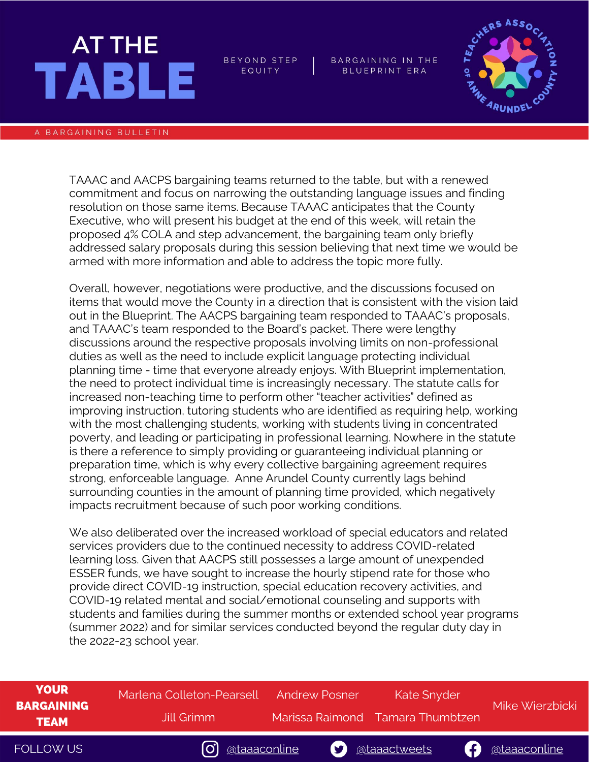# AT THE TABLE

BEYOND STEP EQUITY | BARGAINING IN THE BLUEPRINT ERA

A BARGAINING BULLETIN

TAAAC and AACPS bargaining teams returned to the table, but with a renewed commitment and focus on narrowing the outstanding language issues and finding resolution on those same items. Because TAAAC anticipates that the County Executive, who will present his budget at the end of this week, will retain the proposed 4% COLA and step advancement, the bargaining team only briefly addressed salary proposals during this session believing that next time we would be armed with more information and able to address the topic more fully.

Overall, however, negotiations were productive, and the discussions focused on items that would move the County in a direction that is consistent with the vision laid out in the Blueprint. The AACPS bargaining team responded to TAAAC's proposals, and TAAAC's team responded to the Board's packet. There were lengthy discussions around the respective proposals involving limits on non-professional duties as well as the need to include explicit language protecting individual planning time - time that everyone already enjoys. With Blueprint implementation, the need to protect individual time is increasingly necessary. The statute calls for increased non-teaching time to perform other "teacher activities" defined as improving instruction, tutoring students who are identified as requiring help, working with the most challenging students, working with students living in concentrated poverty, and leading or participating in professional learning. Nowhere in the statute is there a reference to simply providing or guaranteeing individual planning or preparation time, which is why every collective bargaining agreement requires strong, enforceable language. Anne Arundel County currently lags behind surrounding counties in the amount of planning time provided, which negatively impacts recruitment because of such poor working conditions.

We also deliberated over the increased workload of special educators and related services providers due to the continued necessity to address COVID-related learning loss. Given that AACPS still possesses a large amount of unexpended ESSER funds, we have sought to increase the hourly stipend rate for those who provide direct COVID-19 instruction, special education recovery activities, and COVID-19 related mental and social/emotional counseling and supports with students and families during the summer months or extended school year programs (summer 2022) and for similar services conducted beyond the regular duty day in the 2022-23 school year.

**YOUR BARGAINING TEAM**

Marlena Colleton-Pearsell, Jill Grimm, Andrew Posner, Marissa Raimond, Kate Snyder, Tamara Thumbtzen, Mike Wierzbicki

FOLLOW US: Instagram @taaaconline | Twitter @taaactweets | Facebook @taaaconline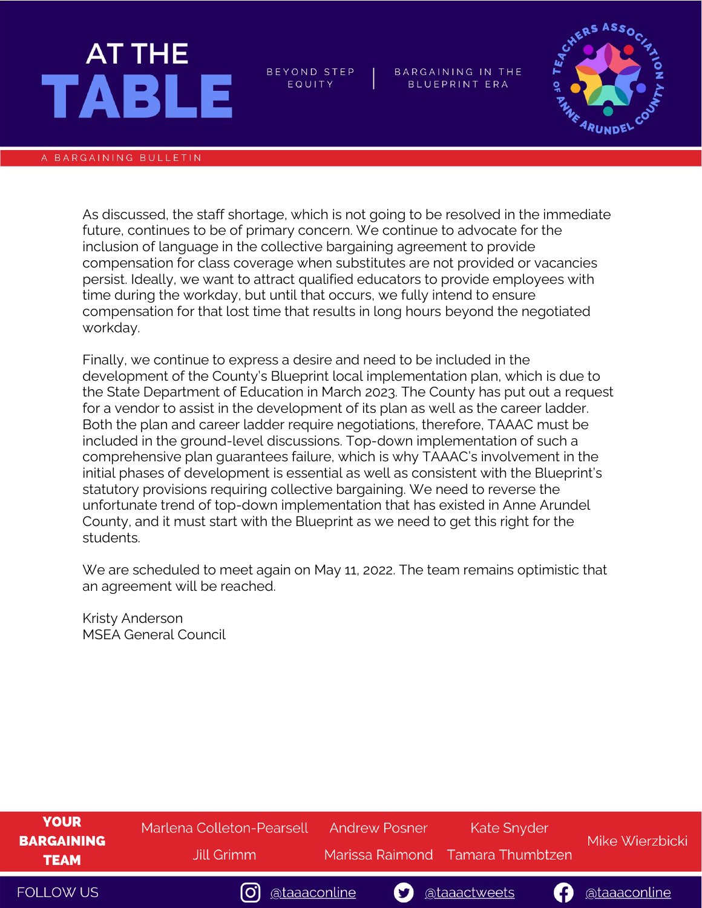# AT THE TABLE

BEYOND STEP EQUITY | BARGAINING IN THE BLUEPRINT ERA

A BARGAINING BULLETIN

As discussed, the staff shortage, which is not going to be resolved in the immediate future, continues to be of primary concern. We continue to advocate for the inclusion of language in the collective bargaining agreement to provide compensation for class coverage when substitutes are not provided or vacancies persist. Ideally, we want to attract qualified educators to provide employees with time during the workday, but until that occurs, we fully intend to ensure compensation for that lost time that results in long hours beyond the negotiated workday.

Finally, we continue to express a desire and need to be included in the development of the County's Blueprint local implementation plan, which is due to the State Department of Education in March 2023. The County has put out a request for a vendor to assist in the development of its plan as well as the career ladder. Both the plan and career ladder require negotiations, therefore, TAAAC must be included in the ground-level discussions. Top-down implementation of such a comprehensive plan guarantees failure, which is why TAAAC's involvement in the initial phases of development is essential as well as consistent with the Blueprint's statutory provisions requiring collective bargaining. We need to reverse the unfortunate trend of top-down implementation that has existed in Anne Arundel County, and it must start with the Blueprint as we need to get this right for the students.

We are scheduled to meet again on May 11, 2022. The team remains optimistic that an agreement will be reached.

Kristy Anderson
MSEA General Council

**YOUR BARGAINING TEAM**

Marlena Colleton-Pearsell, Jill Grimm, Andrew Posner, Marissa Raimond, Kate Snyder, Tamara Thumbtzen, Mike Wierzbicki

FOLLOW US @taaaconline @taaactweets @taaaconline